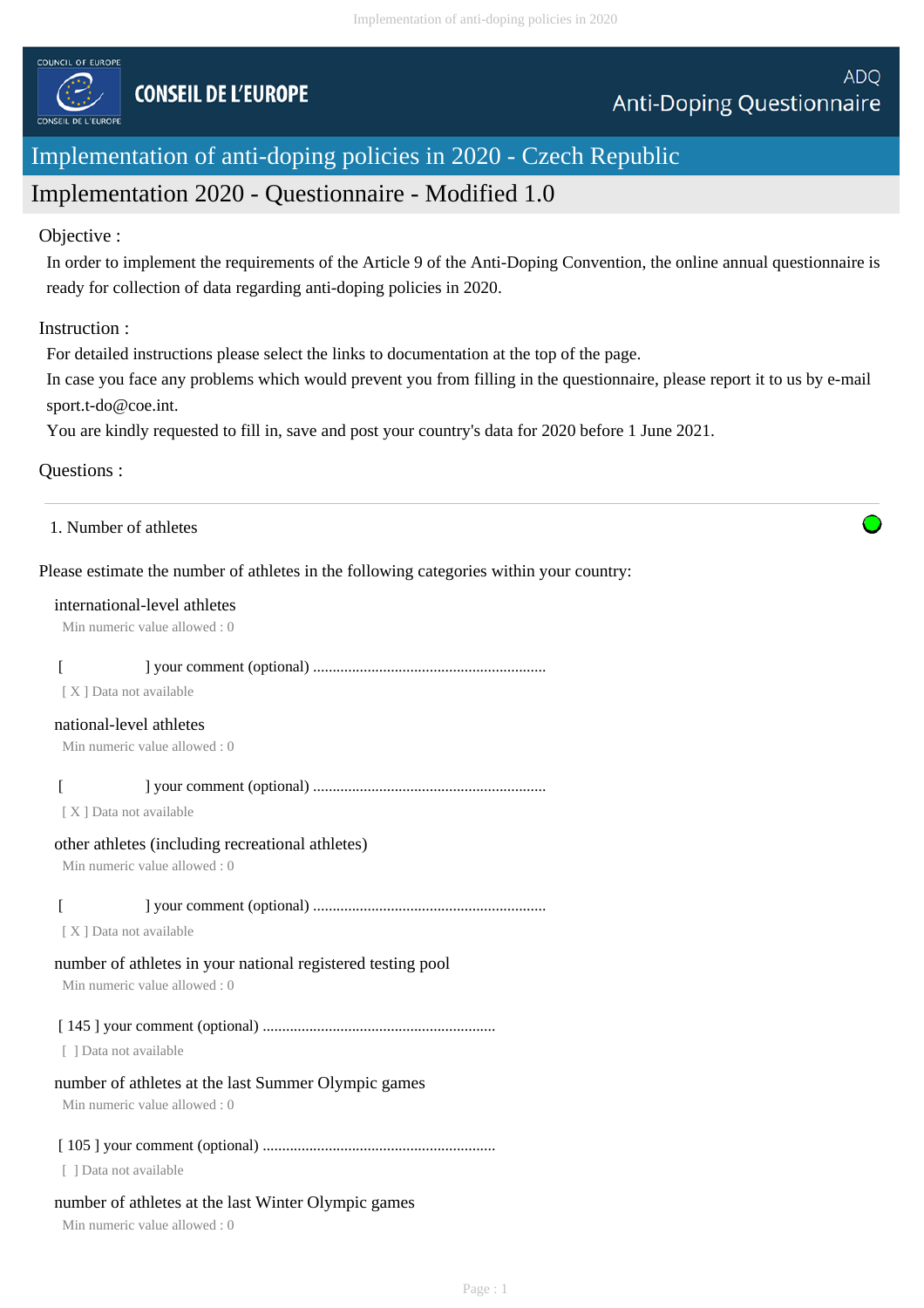COUNCIL OF EUROPE

CONSEIL DE L'EUROPE

ADQ
Anti-Doping Questionnaire

# Implementation of anti-doping policies in 2020 - Czech Republic

## Implementation 2020 - Questionnaire - Modified 1.0

Objective :

In order to implement the requirements of the Article 9 of the Anti-Doping Convention, the online annual questionnaire is ready for collection of data regarding anti-doping policies in 2020.

Instruction :

For detailed instructions please select the links to documentation at the top of the page.
In case you face any problems which would prevent you from filling in the questionnaire, please report it to us by e-mail sport.t-do@coe.int.
You are kindly requested to fill in, save and post your country's data for 2020 before 1 June 2021.

Questions :

---

1. Number of athletes

Please estimate the number of athletes in the following categories within your country:

international-level athletes
Min numeric value allowed : 0

[ ] your comment (optional) ............................................................
[ X ] Data not available

national-level athletes
Min numeric value allowed : 0

[ ] your comment (optional) ............................................................
[ X ] Data not available

other athletes (including recreational athletes)
Min numeric value allowed : 0

[ ] your comment (optional) ............................................................
[ X ] Data not available

number of athletes in your national registered testing pool
Min numeric value allowed : 0

[ 145 ] your comment (optional) ............................................................
[ ] Data not available

number of athletes at the last Summer Olympic games
Min numeric value allowed : 0

[ 105 ] your comment (optional) ............................................................
[ ] Data not available

number of athletes at the last Winter Olympic games
Min numeric value allowed : 0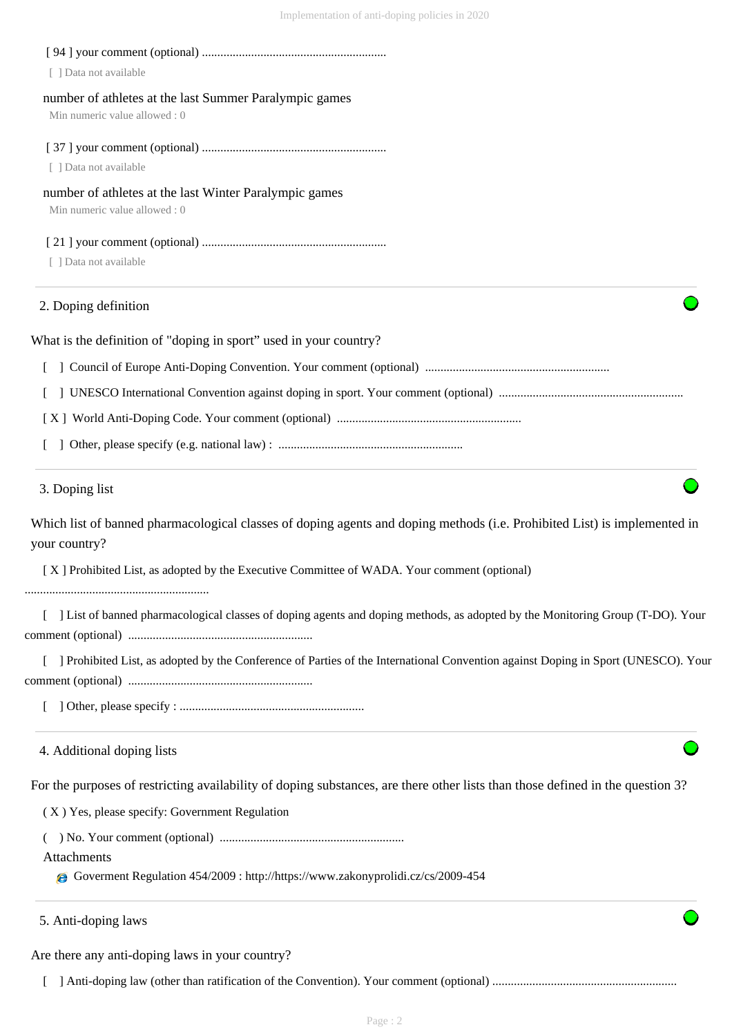[ 94 ] your comment (optional) ............................................................

[ ] Data not available

number of athletes at the last Summer Paralympic games

Min numeric value allowed : 0

[ 37 ] your comment (optional) ............................................................

[ ] Data not available

number of athletes at the last Winter Paralympic games

Min numeric value allowed : 0

[ 21 ] your comment (optional) ............................................................

[ ] Data not available

## 2. Doping definition

What is the definition of "doping in sport" used in your country?

[ ] Council of Europe Anti-Doping Convention. Your comment (optional) ............................................................

[ ] UNESCO International Convention against doping in sport. Your comment (optional) ............................................................

[ X ] World Anti-Doping Code. Your comment (optional) ............................................................

[ ] Other, please specify (e.g. national law) : ............................................................

## 3. Doping list

Which list of banned pharmacological classes of doping agents and doping methods (i.e. Prohibited List) is implemented in your country?

[ X ] Prohibited List, as adopted by the Executive Committee of WADA. Your comment (optional) ............................................................

[ ] List of banned pharmacological classes of doping agents and doping methods, as adopted by the Monitoring Group (T-DO). Your comment (optional) ............................................................

[ ] Prohibited List, as adopted by the Conference of Parties of the International Convention against Doping in Sport (UNESCO). Your comment (optional) ............................................................

[ ] Other, please specify : ............................................................

## 4. Additional doping lists

For the purposes of restricting availability of doping substances, are there other lists than those defined in the question 3?

( X ) Yes, please specify: Government Regulation

( ) No. Your comment (optional) ............................................................

Attachments

- Goverment Regulation 454/2009 : http://https://www.zakonyprolidi.cz/cs/2009-454

## 5. Anti-doping laws

Are there any anti-doping laws in your country?

[ ] Anti-doping law (other than ratification of the Convention). Your comment (optional) ............................................................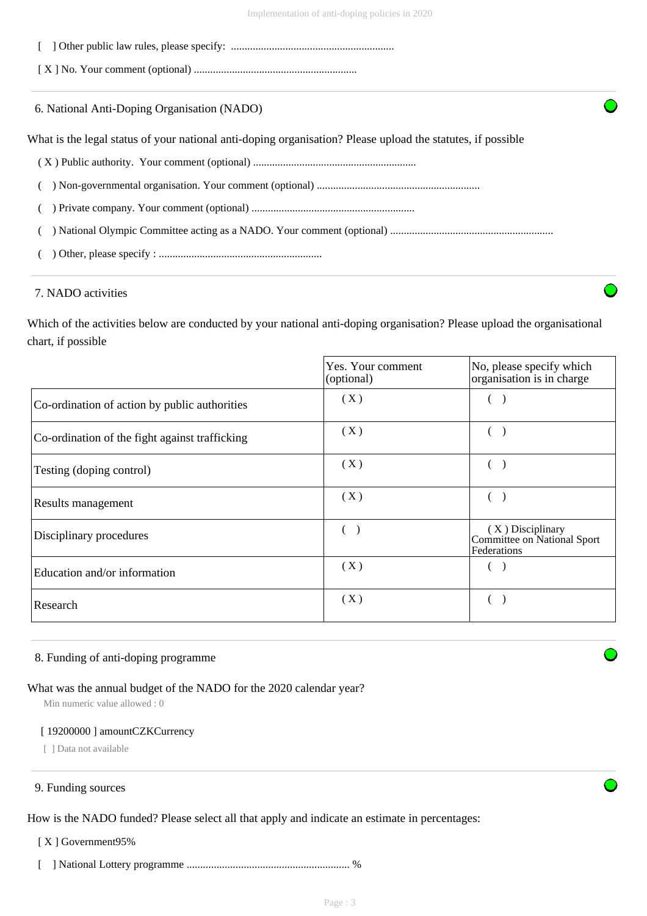[ ] Other public law rules, please specify: ............................................................

[ X ] No. Your comment (optional) ............................................................

## 6. National Anti-Doping Organisation (NADO)

What is the legal status of your national anti-doping organisation? Please upload the statutes, if possible

( X ) Public authority. Your comment (optional) ............................................................

( ) Non-governmental organisation. Your comment (optional) ............................................................

( ) Private company. Your comment (optional) ............................................................

( ) National Olympic Committee acting as a NADO. Your comment (optional) ............................................................

( ) Other, please specify : ............................................................

## 7. NADO activities

Which of the activities below are conducted by your national anti-doping organisation? Please upload the organisational chart, if possible

| | Yes. Your comment (optional) | No, please specify which organisation is in charge |
|---|---|---|
| Co-ordination of action by public authorities | ( X ) | ( ) |
| Co-ordination of the fight against trafficking | ( X ) | ( ) |
| Testing (doping control) | ( X ) | ( ) |
| Results management | ( X ) | ( ) |
| Disciplinary procedures | ( ) | ( X ) Disciplinary Committee on National Sport Federations |
| Education and/or information | ( X ) | ( ) |
| Research | ( X ) | ( ) |

## 8. Funding of anti-doping programme

What was the annual budget of the NADO for the 2020 calendar year?

Min numeric value allowed : 0

[ 19200000 ] amountCZKCurrency

[ ] Data not available

## 9. Funding sources

How is the NADO funded? Please select all that apply and indicate an estimate in percentages:

[ X ] Government95%

[ ] National Lottery programme ............................................................ %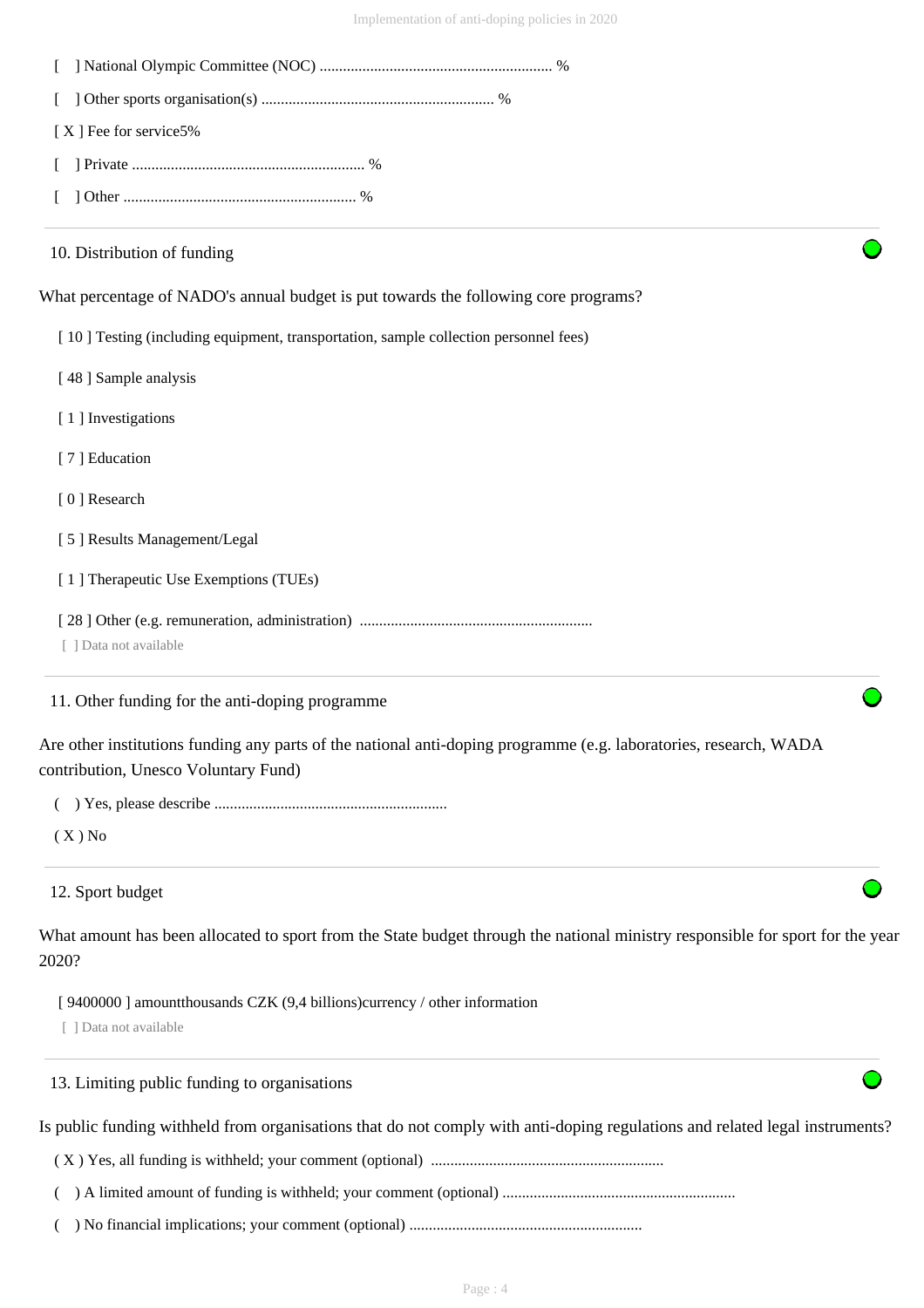[ ] National Olympic Committee (NOC) ............................................................ %

[ ] Other sports organisation(s) ............................................................ %

[ X ] Fee for service5%

[ ] Private ............................................................ %

[ ] Other ............................................................ %

10. Distribution of funding

What percentage of NADO's annual budget is put towards the following core programs?

[ 10 ] Testing (including equipment, transportation, sample collection personnel fees)

[ 48 ] Sample analysis

[ 1 ] Investigations

[ 7 ] Education

[ 0 ] Research

[ 5 ] Results Management/Legal

[ 1 ] Therapeutic Use Exemptions (TUEs)

[ 28 ] Other (e.g. remuneration, administration) ............................................................

[ ] Data not available

11. Other funding for the anti-doping programme

Are other institutions funding any parts of the national anti-doping programme (e.g. laboratories, research, WADA contribution, Unesco Voluntary Fund)

( ) Yes, please describe ............................................................

( X ) No

12. Sport budget

What amount has been allocated to sport from the State budget through the national ministry responsible for sport for the year 2020?

[ 9400000 ] amountthousands CZK (9,4 billions)currency / other information

[ ] Data not available

13. Limiting public funding to organisations

Is public funding withheld from organisations that do not comply with anti-doping regulations and related legal instruments?

( X ) Yes, all funding is withheld; your comment (optional) ............................................................

( ) A limited amount of funding is withheld; your comment (optional) ............................................................

( ) No financial implications; your comment (optional) ............................................................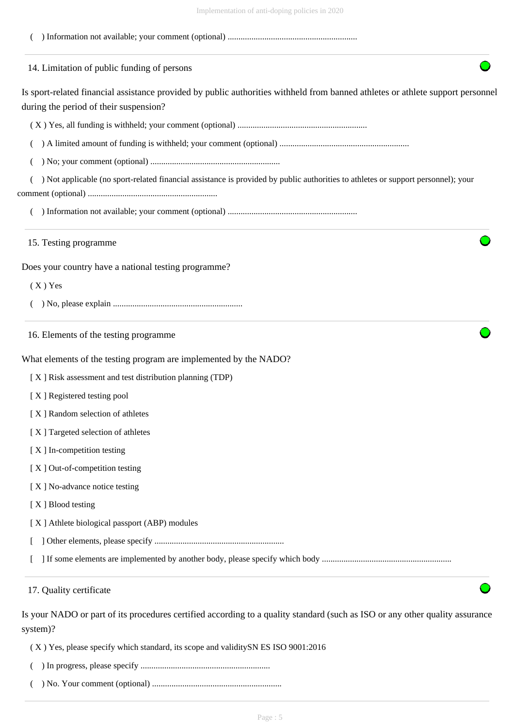( ) Information not available; your comment (optional) ............................................................

### 14. Limitation of public funding of persons

Is sport-related financial assistance provided by public authorities withheld from banned athletes or athlete support personnel during the period of their suspension?

( X ) Yes, all funding is withheld; your comment (optional) ............................................................

( ) A limited amount of funding is withheld; your comment (optional) ............................................................

( ) No; your comment (optional) ............................................................

( ) Not applicable (no sport-related financial assistance is provided by public authorities to athletes or support personnel); your comment (optional) ............................................................

( ) Information not available; your comment (optional) ............................................................

### 15. Testing programme

Does your country have a national testing programme?

( X ) Yes

( ) No, please explain ............................................................

### 16. Elements of the testing programme

What elements of the testing program are implemented by the NADO?

[ X ] Risk assessment and test distribution planning (TDP)

[ X ] Registered testing pool

[ X ] Random selection of athletes

[ X ] Targeted selection of athletes

[ X ] In-competition testing

[ X ] Out-of-competition testing

[ X ] No-advance notice testing

[ X ] Blood testing

[ X ] Athlete biological passport (ABP) modules

[ ] Other elements, please specify ............................................................

[ ] If some elements are implemented by another body, please specify which body ............................................................

### 17. Quality certificate

Is your NADO or part of its procedures certified according to a quality standard (such as ISO or any other quality assurance system)?

( X ) Yes, please specify which standard, its scope and validitySN ES ISO 9001:2016

( ) In progress, please specify ............................................................

( ) No. Your comment (optional) ............................................................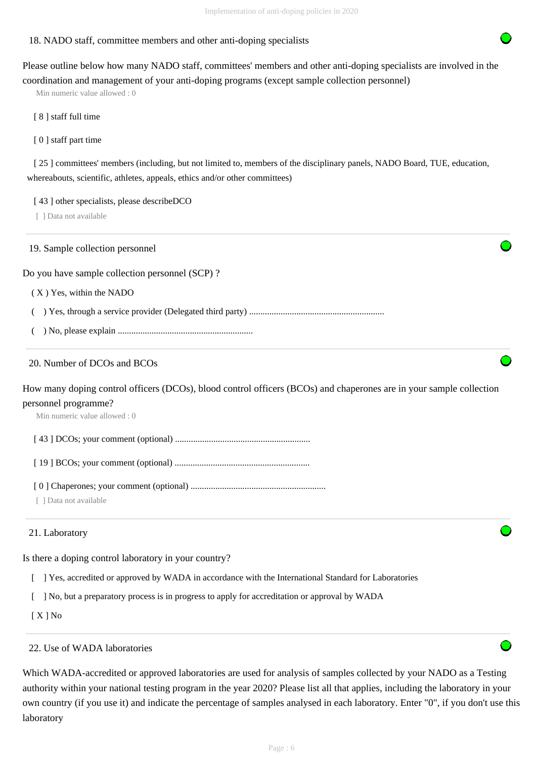## 18. NADO staff, committee members and other anti-doping specialists

Please outline below how many NADO staff, committees' members and other anti-doping specialists are involved in the coordination and management of your anti-doping programs (except sample collection personnel)

Min numeric value allowed : 0

[ 8 ] staff full time

[ 0 ] staff part time

[ 25 ] committees' members (including, but not limited to, members of the disciplinary panels, NADO Board, TUE, education, whereabouts, scientific, athletes, appeals, ethics and/or other committees)

[ 43 ] other specialists, please describeDCO

[ ] Data not available

## 19. Sample collection personnel

Do you have sample collection personnel (SCP) ?

( X ) Yes, within the NADO

(   ) Yes, through a service provider (Delegated third party) ............................................................

(   ) No, please explain ............................................................

## 20. Number of DCOs and BCOs

How many doping control officers (DCOs), blood control officers (BCOs) and chaperones are in your sample collection personnel programme?

Min numeric value allowed : 0

[ 43 ] DCOs; your comment (optional) ............................................................

[ 19 ] BCOs; your comment (optional) ............................................................

[ 0 ] Chaperones; your comment (optional) ............................................................

[ ] Data not available

## 21. Laboratory

Is there a doping control laboratory in your country?

[   ] Yes, accredited or approved by WADA in accordance with the International Standard for Laboratories

[   ] No, but a preparatory process is in progress to apply for accreditation or approval by WADA

[ X ] No

## 22. Use of WADA laboratories

Which WADA-accredited or approved laboratories are used for analysis of samples collected by your NADO as a Testing authority within your national testing program in the year 2020? Please list all that applies, including the laboratory in your own country (if you use it) and indicate the percentage of samples analysed in each laboratory. Enter "0", if you don't use this laboratory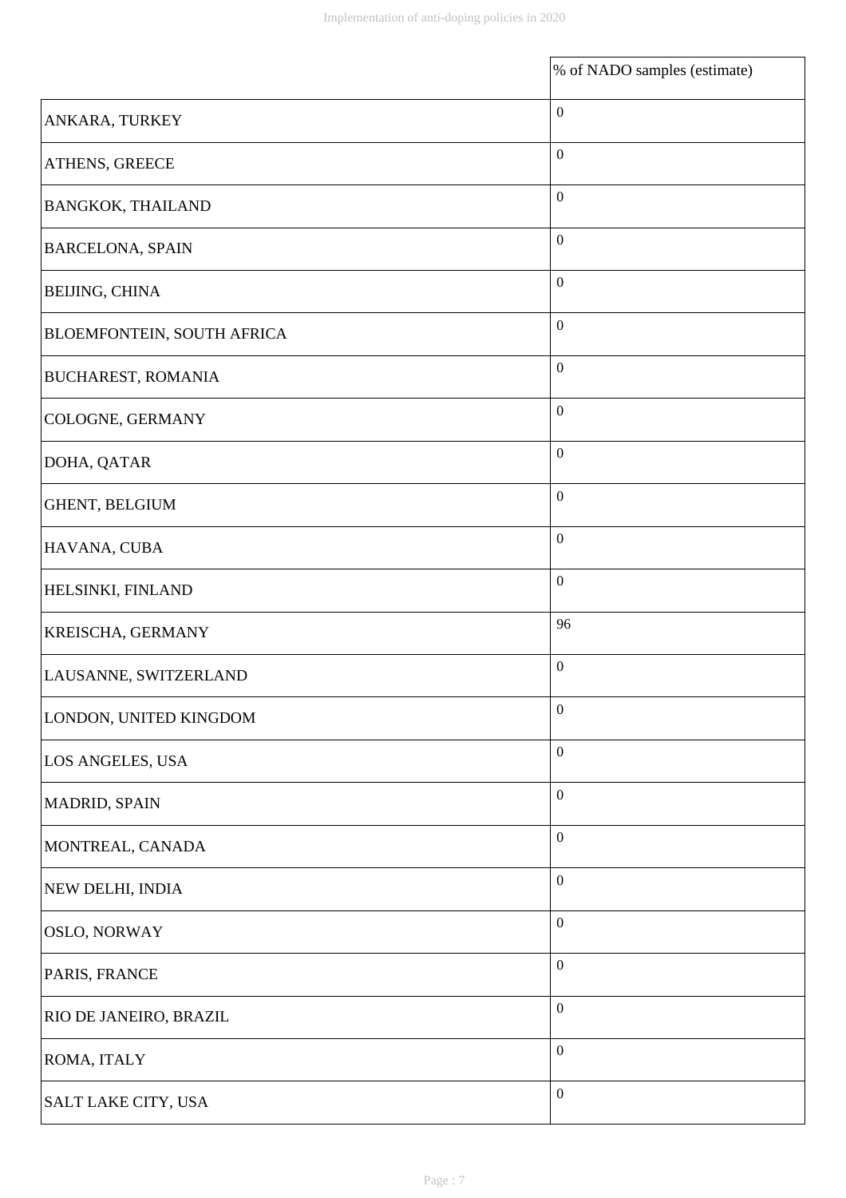| | % of NADO samples (estimate) |
|---|---|
| ANKARA, TURKEY | 0 |
| ATHENS, GREECE | 0 |
| BANGKOK, THAILAND | 0 |
| BARCELONA, SPAIN | 0 |
| BEIJING, CHINA | 0 |
| BLOEMFONTEIN, SOUTH AFRICA | 0 |
| BUCHAREST, ROMANIA | 0 |
| COLOGNE, GERMANY | 0 |
| DOHA, QATAR | 0 |
| GHENT, BELGIUM | 0 |
| HAVANA, CUBA | 0 |
| HELSINKI, FINLAND | 0 |
| KREISCHA, GERMANY | 96 |
| LAUSANNE, SWITZERLAND | 0 |
| LONDON, UNITED KINGDOM | 0 |
| LOS ANGELES, USA | 0 |
| MADRID, SPAIN | 0 |
| MONTREAL, CANADA | 0 |
| NEW DELHI, INDIA | 0 |
| OSLO, NORWAY | 0 |
| PARIS, FRANCE | 0 |
| RIO DE JANEIRO, BRAZIL | 0 |
| ROMA, ITALY | 0 |
| SALT LAKE CITY, USA | 0 |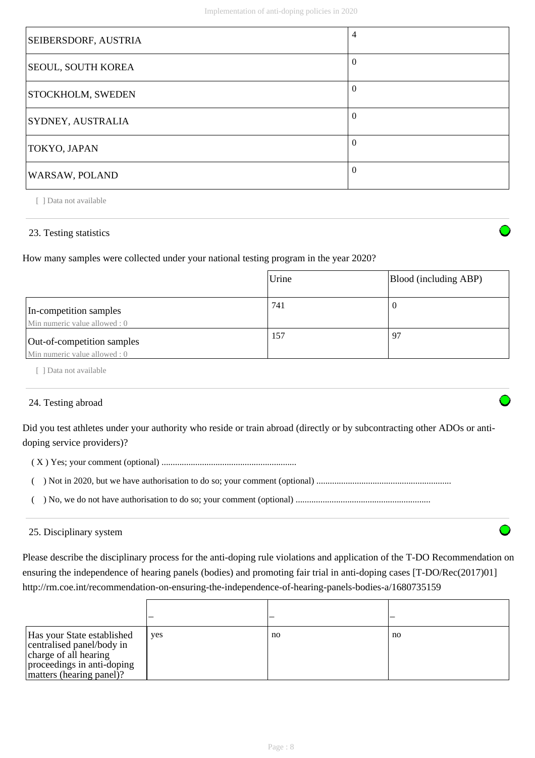| | |
|---|---|
| SEIBERSDORF, AUSTRIA | 4 |
| SEOUL, SOUTH KOREA | 0 |
| STOCKHOLM, SWEDEN | 0 |
| SYDNEY, AUSTRALIA | 0 |
| TOKYO, JAPAN | 0 |
| WARSAW, POLAND | 0 |

[ ] Data not available

23. Testing statistics

How many samples were collected under your national testing program in the year 2020?

| | Urine | Blood (including ABP) |
|---|---|---|
| In-competition samples<br>Min numeric value allowed : 0 | 741 | 0 |
| Out-of-competition samples<br>Min numeric value allowed : 0 | 157 | 97 |

[ ] Data not available

24. Testing abroad

Did you test athletes under your authority who reside or train abroad (directly or by subcontracting other ADOs or anti-doping service providers)?

( X ) Yes; your comment (optional) ...........................................................

(   ) Not in 2020, but we have authorisation to do so; your comment (optional) ...........................................................

(   ) No, we do not have authorisation to do so; your comment (optional) ...........................................................

25. Disciplinary system

Please describe the disciplinary process for the anti-doping rule violations and application of the T-DO Recommendation on ensuring the independence of hearing panels (bodies) and promoting fair trial in anti-doping cases [T-DO/Rec(2017)01] http://rm.coe.int/recommendation-on-ensuring-the-independence-of-hearing-panels-bodies-a/1680735159

| | – | – | – |
|---|---|---|---|
| Has your State established centralised panel/body in charge of all hearing proceedings in anti-doping matters (hearing panel)? | yes | no | no |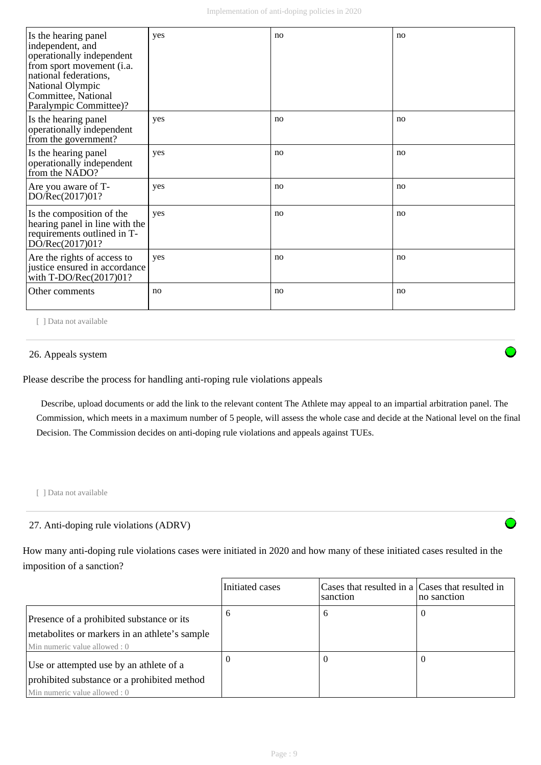| | | | |
|---|---|---|---|
| Is the hearing panel independent, and operationally independent from sport movement (i.a. national federations, National Olympic Committee, National Paralympic Committee)? | yes | no | no |
| Is the hearing panel operationally independent from the government? | yes | no | no |
| Is the hearing panel operationally independent from the NADO? | yes | no | no |
| Are you aware of T-DO/Rec(2017)01? | yes | no | no |
| Is the composition of the hearing panel in line with the requirements outlined in T-DO/Rec(2017)01? | yes | no | no |
| Are the rights of access to justice ensured in accordance with T-DO/Rec(2017)01? | yes | no | no |
| Other comments | no | no | no |

[ ] Data not available

26. Appeals system

Please describe the process for handling anti-roping rule violations appeals

Describe, upload documents or add the link to the relevant content The Athlete may appeal to an impartial arbitration panel. The Commission, which meets in a maximum number of 5 people, will assess the whole case and decide at the National level on the final Decision. The Commission decides on anti-doping rule violations and appeals against TUEs.

[ ] Data not available

27. Anti-doping rule violations (ADRV)

How many anti-doping rule violations cases were initiated in 2020 and how many of these initiated cases resulted in the imposition of a sanction?

| | Initiated cases | Cases that resulted in a sanction | Cases that resulted in no sanction |
|---|---|---|---|
| Presence of a prohibited substance or its metabolites or markers in an athlete's sample<br>Min numeric value allowed : 0 | 6 | 6 | 0 |
| Use or attempted use by an athlete of a prohibited substance or a prohibited method<br>Min numeric value allowed : 0 | 0 | 0 | 0 |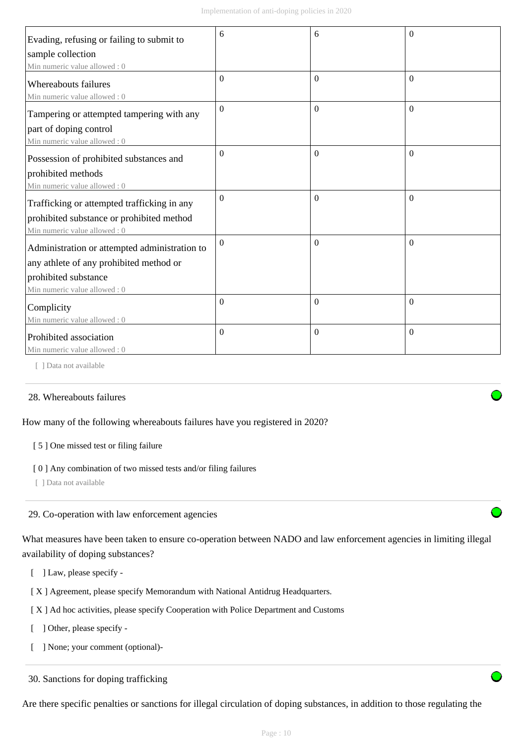| | | | |
|---|---|---|---|
| Evading, refusing or failing to submit to sample collection<br>Min numeric value allowed : 0 | 6 | 6 | 0 |
| Whereabouts failures<br>Min numeric value allowed : 0 | 0 | 0 | 0 |
| Tampering or attempted tampering with any part of doping control<br>Min numeric value allowed : 0 | 0 | 0 | 0 |
| Possession of prohibited substances and prohibited methods<br>Min numeric value allowed : 0 | 0 | 0 | 0 |
| Trafficking or attempted trafficking in any prohibited substance or prohibited method<br>Min numeric value allowed : 0 | 0 | 0 | 0 |
| Administration or attempted administration to any athlete of any prohibited method or prohibited substance<br>Min numeric value allowed : 0 | 0 | 0 | 0 |
| Complicity<br>Min numeric value allowed : 0 | 0 | 0 | 0 |
| Prohibited association<br>Min numeric value allowed : 0 | 0 | 0 | 0 |

[ ] Data not available

28. Whereabouts failures

How many of the following whereabouts failures have you registered in 2020?

[ 5 ] One missed test or filing failure

[ 0 ] Any combination of two missed tests and/or filing failures

[ ] Data not available

29. Co-operation with law enforcement agencies

What measures have been taken to ensure co-operation between NADO and law enforcement agencies in limiting illegal availability of doping substances?

[ ] Law, please specify -

[ X ] Agreement, please specify Memorandum with National Antidrug Headquarters.

[ X ] Ad hoc activities, please specify Cooperation with Police Department and Customs

[ ] Other, please specify -

[ ] None; your comment (optional)-

30. Sanctions for doping trafficking

Are there specific penalties or sanctions for illegal circulation of doping substances, in addition to those regulating the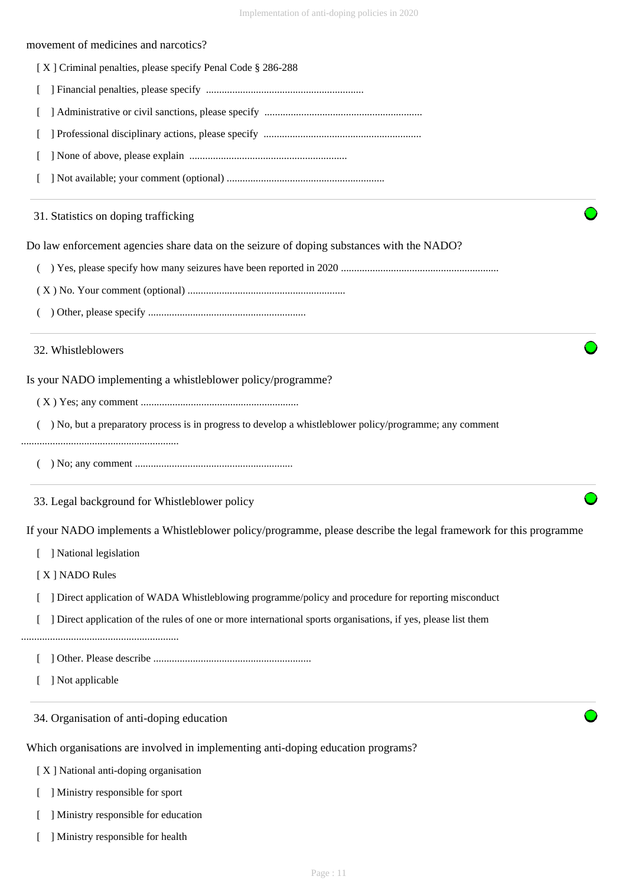movement of medicines and narcotics?

[ X ] Criminal penalties, please specify Penal Code § 286-288

[ ] Financial penalties, please specify ............................................................

[ ] Administrative or civil sanctions, please specify ............................................................

[ ] Professional disciplinary actions, please specify ............................................................

[ ] None of above, please explain ............................................................

[ ] Not available; your comment (optional) ............................................................

### 31. Statistics on doping trafficking

Do law enforcement agencies share data on the seizure of doping substances with the NADO?

( ) Yes, please specify how many seizures have been reported in 2020 ............................................................

( X ) No. Your comment (optional) ............................................................

( ) Other, please specify ............................................................

### 32. Whistleblowers

Is your NADO implementing a whistleblower policy/programme?

( X ) Yes; any comment ............................................................

( ) No, but a preparatory process is in progress to develop a whistleblower policy/programme; any comment ............................................................

( ) No; any comment ............................................................

### 33. Legal background for Whistleblower policy

If your NADO implements a Whistleblower policy/programme, please describe the legal framework for this programme

[ ] National legislation

[ X ] NADO Rules

[ ] Direct application of WADA Whistleblowing programme/policy and procedure for reporting misconduct

[ ] Direct application of the rules of one or more international sports organisations, if yes, please list them ............................................................

[ ] Other. Please describe ............................................................

[ ] Not applicable

### 34. Organisation of anti-doping education

Which organisations are involved in implementing anti-doping education programs?

[ X ] National anti-doping organisation

[ ] Ministry responsible for sport

[ ] Ministry responsible for education

[ ] Ministry responsible for health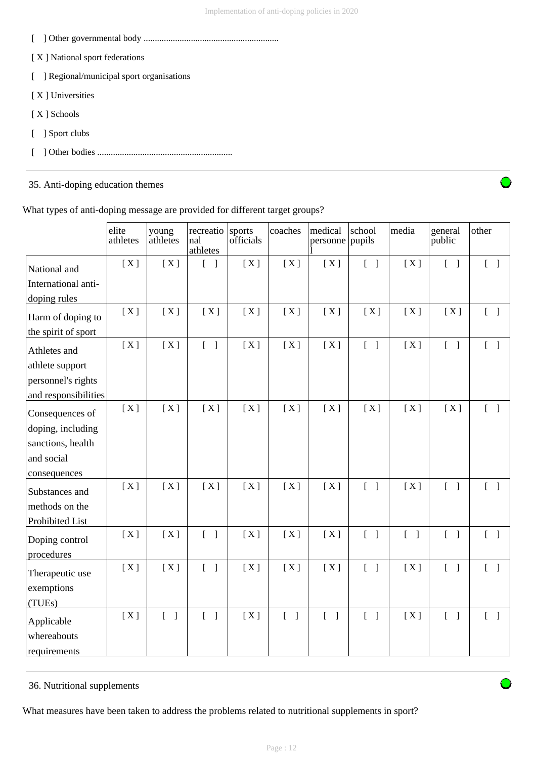[ ] Other governmental body ............................................................

[ X ] National sport federations

[ ] Regional/municipal sport organisations

[ X ] Universities

[ X ] Schools

[ ] Sport clubs

[ ] Other bodies ............................................................

35. Anti-doping education themes

What types of anti-doping message are provided for different target groups?

| | elite athletes | young athletes | recreational athletes | sports officials | coaches | medical personnel | school pupils | media | general public | other |
|---|---|---|---|---|---|---|---|---|---|---|
| National and International anti-doping rules | [ X ] | [ X ] | [ ] | [ X ] | [ X ] | [ X ] | [ ] | [ X ] | [ ] | [ ] |
| Harm of doping to the spirit of sport | [ X ] | [ X ] | [ X ] | [ X ] | [ X ] | [ X ] | [ X ] | [ X ] | [ X ] | [ ] |
| Athletes and athlete support personnel's rights and responsibilities | [ X ] | [ X ] | [ ] | [ X ] | [ X ] | [ X ] | [ ] | [ X ] | [ ] | [ ] |
| Consequences of doping, including sanctions, health and social consequences | [ X ] | [ X ] | [ X ] | [ X ] | [ X ] | [ X ] | [ X ] | [ X ] | [ X ] | [ ] |
| Substances and methods on the Prohibited List | [ X ] | [ X ] | [ X ] | [ X ] | [ X ] | [ X ] | [ ] | [ X ] | [ ] | [ ] |
| Doping control procedures | [ X ] | [ X ] | [ ] | [ X ] | [ X ] | [ X ] | [ ] | [ ] | [ ] | [ ] |
| Therapeutic use exemptions (TUEs) | [ X ] | [ X ] | [ ] | [ X ] | [ X ] | [ X ] | [ ] | [ X ] | [ ] | [ ] |
| Applicable whereabouts requirements | [ X ] | [ ] | [ ] | [ X ] | [ ] | [ ] | [ ] | [ X ] | [ ] | [ ] |

36. Nutritional supplements

What measures have been taken to address the problems related to nutritional supplements in sport?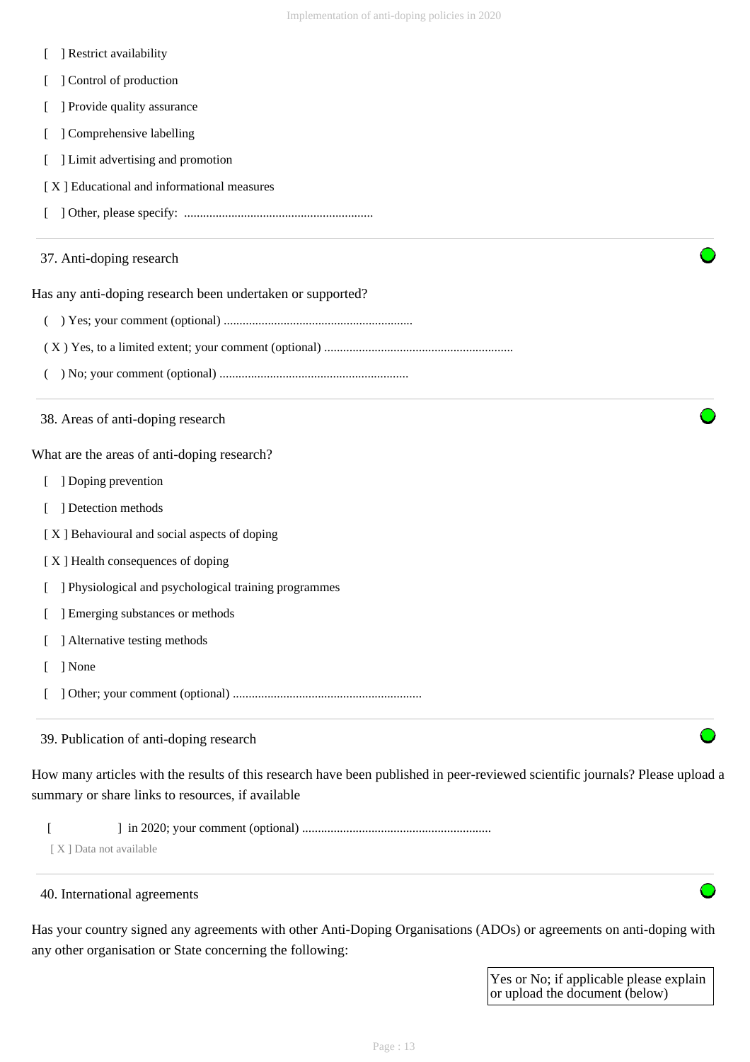[ ] Restrict availability

[ ] Control of production

[ ] Provide quality assurance

[ ] Comprehensive labelling

[ ] Limit advertising and promotion

[ X ] Educational and informational measures

[ ] Other, please specify: ............................................................

## 37. Anti-doping research

Has any anti-doping research been undertaken or supported?

( ) Yes; your comment (optional) ............................................................

( X ) Yes, to a limited extent; your comment (optional) ............................................................

( ) No; your comment (optional) ............................................................

## 38. Areas of anti-doping research

What are the areas of anti-doping research?

[ ] Doping prevention

[ ] Detection methods

[ X ] Behavioural and social aspects of doping

[ X ] Health consequences of doping

[ ] Physiological and psychological training programmes

[ ] Emerging substances or methods

[ ] Alternative testing methods

[ ] None

[ ] Other; your comment (optional) ............................................................

## 39. Publication of anti-doping research

How many articles with the results of this research have been published in peer-reviewed scientific journals? Please upload a summary or share links to resources, if available

[ ] in 2020; your comment (optional) ............................................................

[ X ] Data not available

## 40. International agreements

Has your country signed any agreements with other Anti-Doping Organisations (ADOs) or agreements on anti-doping with any other organisation or State concerning the following:

| Yes or No; if applicable please explain or upload the document (below) |
|---|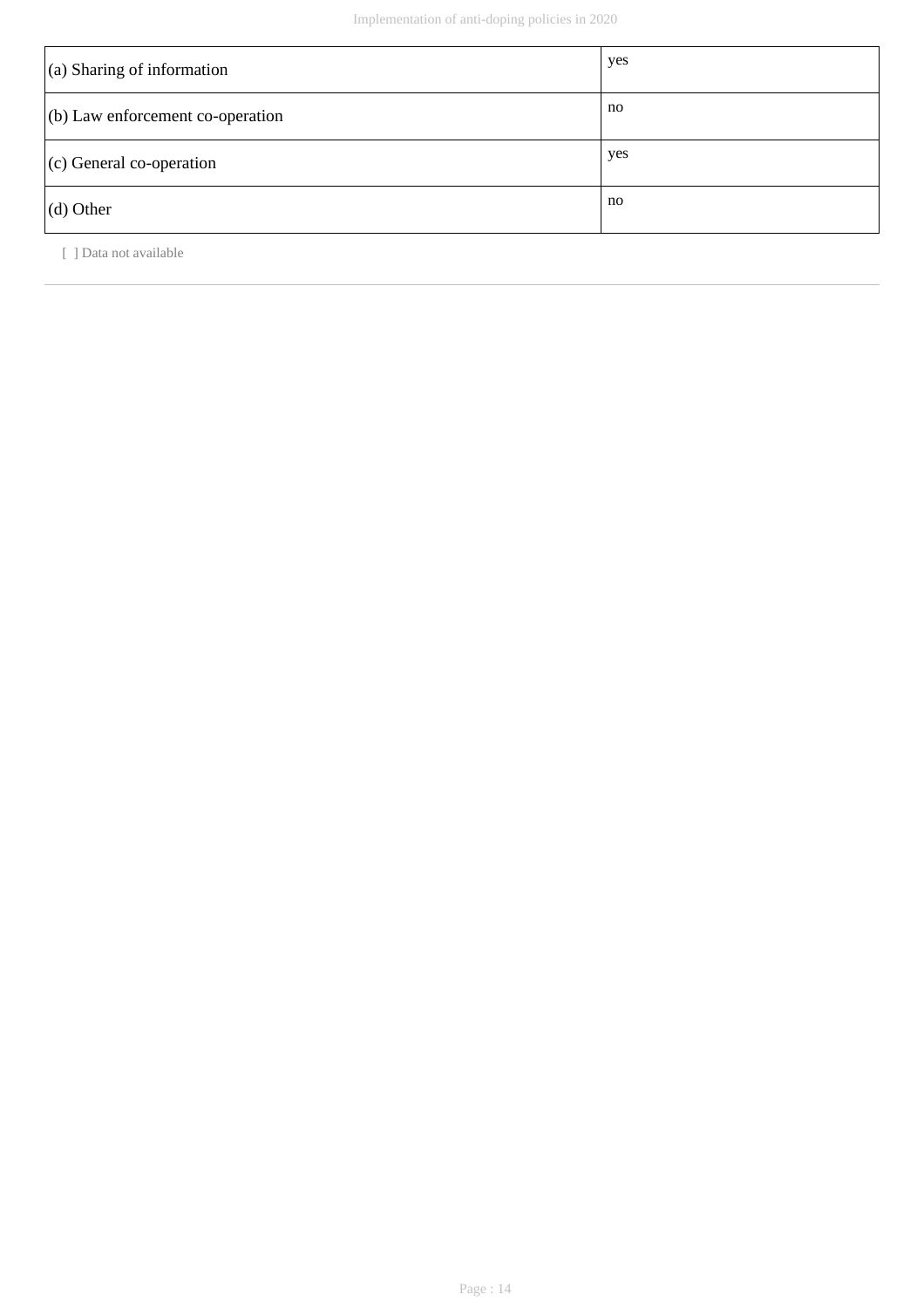| | |
|---|---|
| (a) Sharing of information | yes |
| (b) Law enforcement co-operation | no |
| (c) General co-operation | yes |
| (d) Other | no |

[ ] Data not available